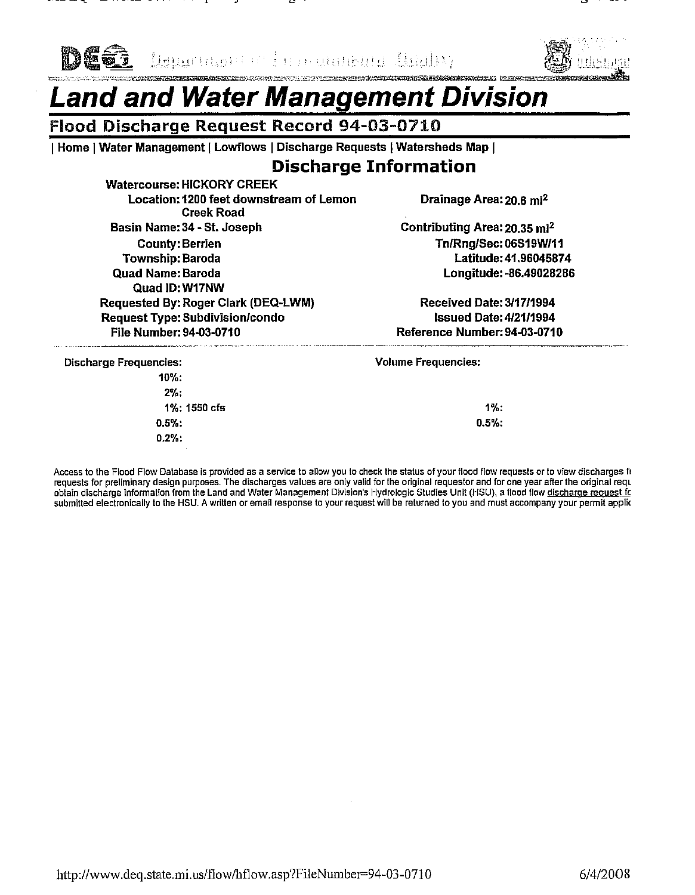# Land and Water Management Division

## Flood Discharge Request Record 94-03-0710

| Home | Water Management | Lowflows | Discharge Requests | Watersheds Map |

### Discharge Information

**Watercourse:** HICKORY CREEK

**Location:** 1200 feet downstream of Lemon Creek Road

**Basin Name:** 34 - St. Joseph

**County:** Berrien

**Township:** Baroda

**Quad Name:** Baroda

**Quad ID:** W17NW

**Requested By:** Roger Clark (DEQ-LWM)

**Request Type:** Subdivision/condo

**File Number:** 94-03-0710

**Drainage Area:** 20.6 mi$^2$

**Contributing Area:** 20.35 mi$^2$

**Tn/Rng/Sec:** 06S19W/11

**Latitude:** 41.96045874

**Longitude:** -86.49028286

**Received Date:** 3/17/1994

**Issued Date:** 4/21/1994

**Reference Number:** 94-03-0710

**Discharge Frequencies:**

- 10%:
- 2%:
- 1%: 1550 cfs
- 0.5%:
- 0.2%:

**Volume Frequencies:**

- 1%:
- 0.5%:

Access to the Flood Flow Database is provided as a service to allow you to check the status of your flood flow requests or to view discharges fi requests for preliminary design purposes. The discharges values are only valid for the original requestor and for one year after the original requ obtain discharge information from the Land and Water Management Division's Hydrologic Studies Unit (HSU), a flood flow discharge request fc submitted electronically to the HSU. A written or email response to your request will be returned to you and must accompany your permit applic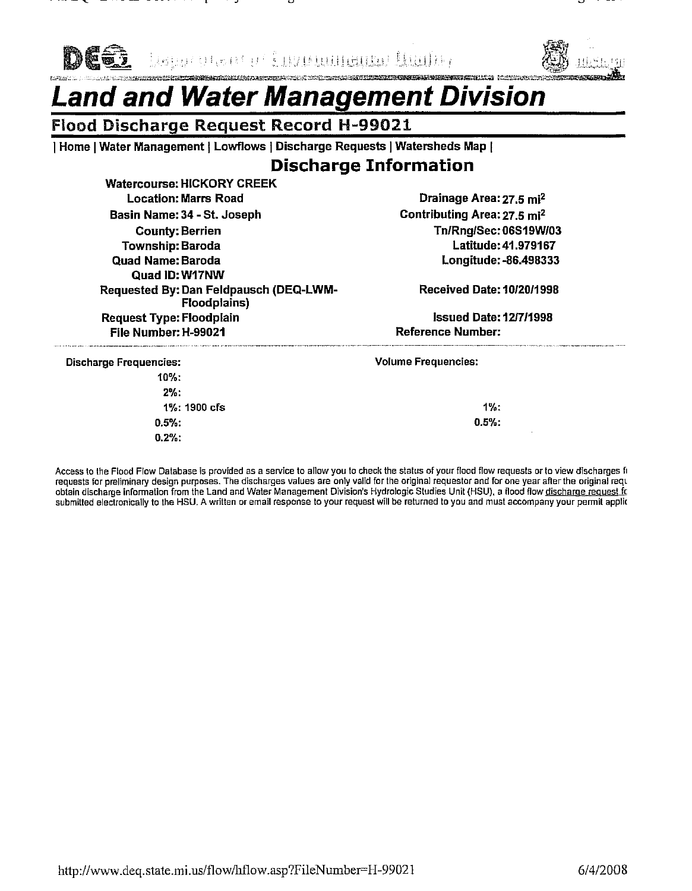DEQ Department of Environmental Quality

# Land and Water Management Division

## Flood Discharge Request Record H-99021

| Home | Water Management | Lowflows | Discharge Requests | Watersheds Map |

### Discharge Information

**Watercourse:** HICKORY CREEK
**Location:** Marrs Road
**Basin Name:** 34 - St. Joseph
**County:** Berrien
**Township:** Baroda
**Quad Name:** Baroda
**Quad ID:** W17NW
**Requested By:** Dan Feldpausch (DEQ-LWM-Floodplains)
**Request Type:** Floodplain
**File Number:** H-99021

**Drainage Area:** 27.5 mi$^2$
**Contributing Area:** 27.5 mi$^2$
**Tn/Rng/Sec:** 06S19W/03
**Latitude:** 41.979167
**Longitude:** -86.498333
**Received Date:** 10/20/1998
**Issued Date:** 12/7/1998
**Reference Number:**

| Discharge Frequencies: | | Volume Frequencies: | |
|---|---|---|---|
| 10%: | | | |
| 2%: | | | |
| 1%: | 1900 cfs | 1%: | |
| 0.5%: | | 0.5%: | |
| 0.2%: | | | |

Access to the Flood Flow Database is provided as a service to allow you to check the status of your flood flow requests or to view discharges fi requests for preliminary design purposes. The discharges values are only valid for the original requestor and for one year after the original requ obtain discharge information from the Land and Water Management Division's Hydrologic Studies Unit (HSU), a flood flow discharge request fc submitted electronically to the HSU. A written or email response to your request will be returned to you and must accompany your permit applic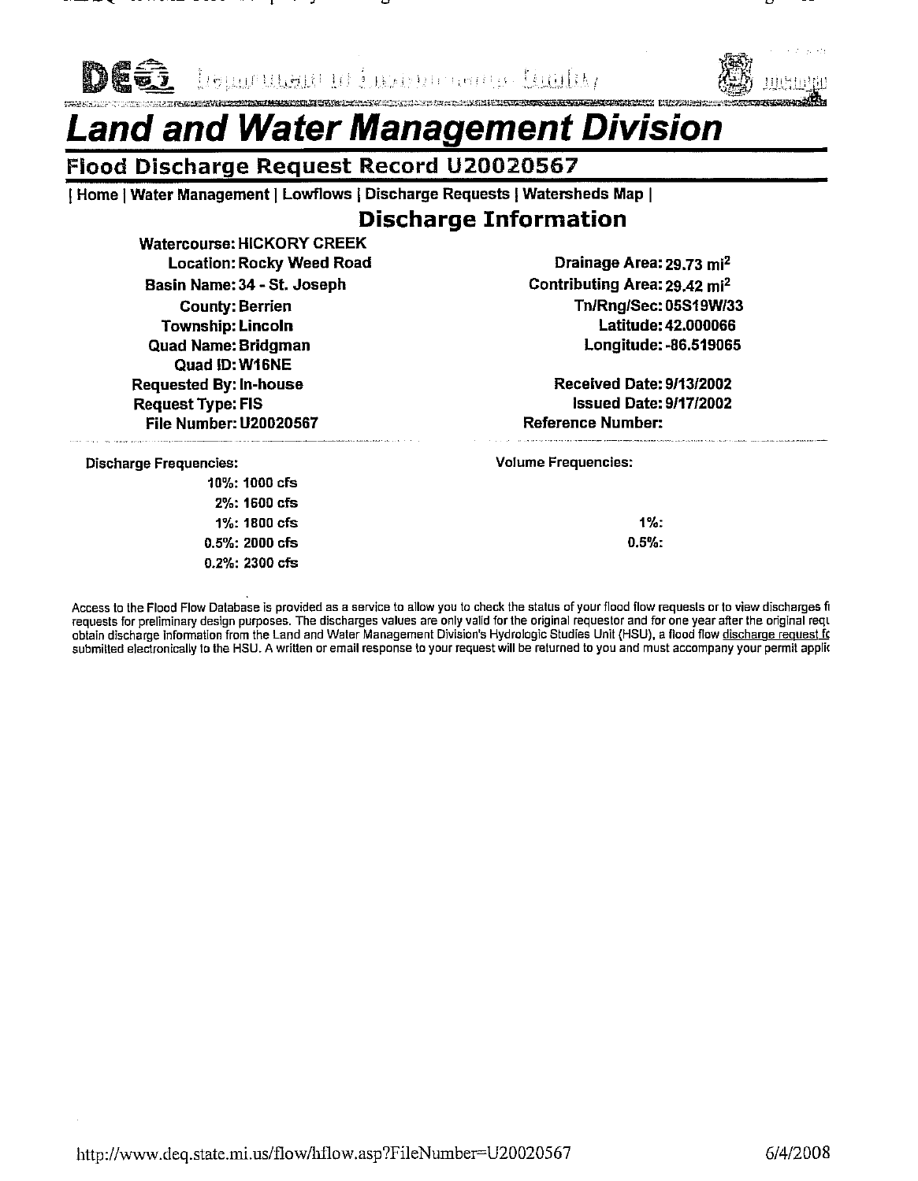# Land and Water Management Division

## Flood Discharge Request Record U20020567

| Home | Water Management | Lowflows | Discharge Requests | Watersheds Map |

### Discharge Information

**Watercourse:** HICKORY CREEK
**Location:** Rocky Weed Road
**Basin Name:** 34 - St. Joseph
**County:** Berrien
**Township:** Lincoln
**Quad Name:** Bridgman
**Quad ID:** W16NE
**Requested By:** In-house
**Request Type:** FIS
**File Number:** U20020567

**Drainage Area:** 29.73 mi$^2$
**Contributing Area:** 29.42 mi$^2$
**Tn/Rng/Sec:** 05S19W/33
**Latitude:** 42.000066
**Longitude:** -86.519065

**Received Date:** 9/13/2002
**Issued Date:** 9/17/2002
**Reference Number:**

**Discharge Frequencies:**

- 10%: 1000 cfs
- 2%: 1600 cfs
- 1%: 1800 cfs
- 0.5%: 2000 cfs
- 0.2%: 2300 cfs

**Volume Frequencies:**

- 1%:
- 0.5%:

Access to the Flood Flow Database is provided as a service to allow you to check the status of your flood flow requests or to view discharges fi requests for preliminary design purposes. The discharges values are only valid for the original requestor and for one year after the original requ obtain discharge information from the Land and Water Management Division's Hydrologic Studies Unit (HSU), a flood flow discharge request fc submitted electronically to the HSU. A written or email response to your request will be returned to you and must accompany your permit applic

http://www.deq.state.mi.us/flow/hflow.asp?FileNumber=U20020567 6/4/2008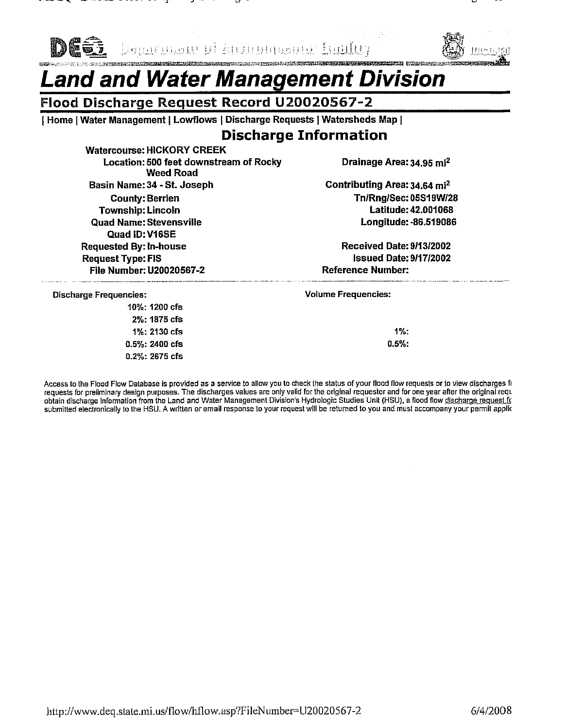Department of Environmental Quality

# Land and Water Management Division

## Flood Discharge Request Record U20020567-2

| Home | Water Management | Lowflows | Discharge Requests | Watersheds Map |

### Discharge Information

**Watercourse:** HICKORY CREEK
**Location:** 500 feet downstream of Rocky Weed Road
**Basin Name:** 34 - St. Joseph
**County:** Berrien
**Township:** Lincoln
**Quad Name:** Stevensville
**Quad ID:** V16SE
**Requested By:** In-house
**Request Type:** FIS
**File Number:** U20020567-2

**Drainage Area:** 34.95 $mi^2$
**Contributing Area:** 34.64 $mi^2$
**Tn/Rng/Sec:** 05S19W/28
**Latitude:** 42.001068
**Longitude:** -86.519086
**Received Date:** 9/13/2002
**Issued Date:** 9/17/2002
**Reference Number:**

**Discharge Frequencies:**

- 10%: 1200 cfs
- 2%: 1875 cfs
- 1%: 2130 cfs
- 0.5%: 2400 cfs
- 0.2%: 2675 cfs

**Volume Frequencies:**

- 1%:
- 0.5%:

Access to the Flood Flow Database is provided as a service to allow you to check the status of your flood flow requests or to view discharges fi requests for preliminary design purposes. The discharges values are only valid for the original requestor and for one year after the original requ obtain discharge information from the Land and Water Management Division's Hydrologic Studies Unit (HSU), a flood flow discharge request fc submitted electronically to the HSU. A written or email response to your request will be returned to you and must accompany your permit applic

http://www.deq.state.mi.us/flow/hflow.asp?FileNumber=U20020567-2 6/4/2008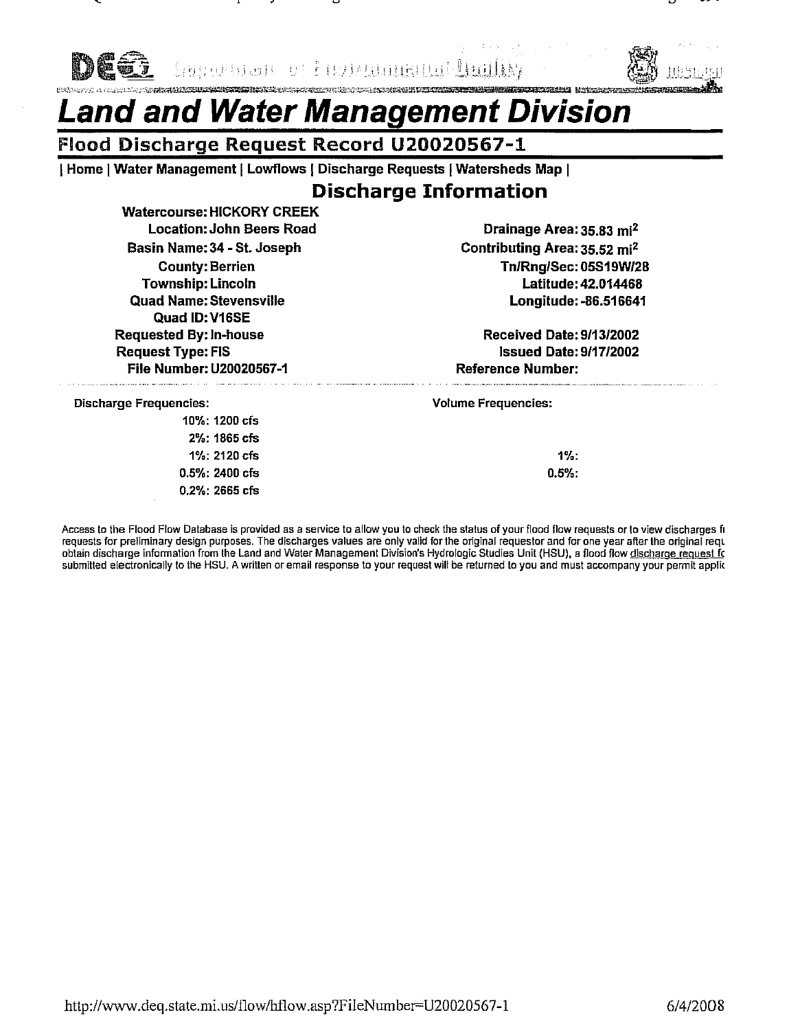# Land and Water Management Division

## Flood Discharge Request Record U20020567-1

| Home | Water Management | Lowflows | Discharge Requests | Watersheds Map |

### Discharge Information

**Watercourse:** HICKORY CREEK
**Location:** John Beers Road
**Basin Name:** 34 - St. Joseph
**County:** Berrien
**Township:** Lincoln
**Quad Name:** Stevensville
**Quad ID:** V16SE
**Requested By:** In-house
**Request Type:** FIS
**File Number:** U20020567-1

**Drainage Area:** 35.83 $mi^2$
**Contributing Area:** 35.52 $mi^2$
**Tn/Rng/Sec:** 05S19W/28
**Latitude:** 42.014468
**Longitude:** -86.516641

**Received Date:** 9/13/2002
**Issued Date:** 9/17/2002
**Reference Number:**

Discharge Frequencies:

- 10%: 1200 cfs
- 2%: 1865 cfs
- 1%: 2120 cfs
- 0.5%: 2400 cfs
- 0.2%: 2665 cfs

Volume Frequencies:

- 1%:
- 0.5%:

Access to the Flood Flow Database is provided as a service to allow you to check the status of your flood flow requests or to view discharges fi requests for preliminary design purposes. The discharges values are only valid for the original requestor and for one year after the original requ obtain discharge information from the Land and Water Management Division's Hydrologic Studies Unit (HSU), a flood flow discharge request fc submitted electronically to the HSU. A written or email response to your request will be returned to you and must accompany your permit applic

http://www.deq.state.mi.us/flow/hflow.asp?FileNumber=U20020567-1 6/4/2008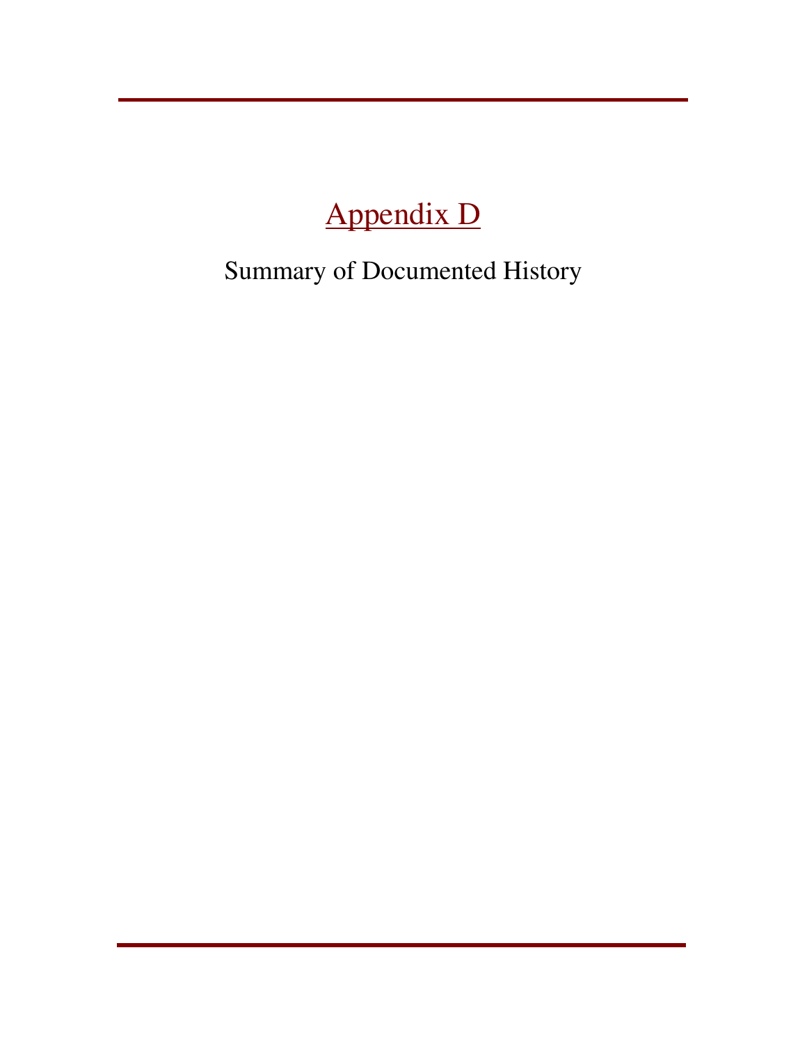# Appendix D

Summary of Documented History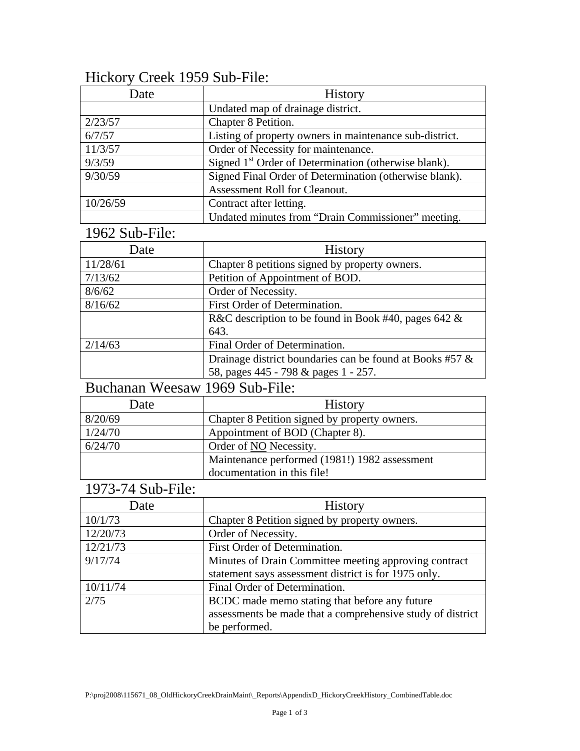## Hickory Creek 1959 Sub-File:

| Date | History |
|---|---|
| | Undated map of drainage district. |
| 2/23/57 | Chapter 8 Petition. |
| 6/7/57 | Listing of property owners in maintenance sub-district. |
| 11/3/57 | Order of Necessity for maintenance. |
| 9/3/59 | Signed 1st Order of Determination (otherwise blank). |
| 9/30/59 | Signed Final Order of Determination (otherwise blank). |
| | Assessment Roll for Cleanout. |
| 10/26/59 | Contract after letting. |
| | Undated minutes from "Drain Commissioner" meeting. |

## 1962 Sub-File:

| Date | History |
|---|---|
| 11/28/61 | Chapter 8 petitions signed by property owners. |
| 7/13/62 | Petition of Appointment of BOD. |
| 8/6/62 | Order of Necessity. |
| 8/16/62 | First Order of Determination. |
| | R&C description to be found in Book #40, pages 642 & 643. |
| 2/14/63 | Final Order of Determination. |
| | Drainage district boundaries can be found at Books #57 & 58, pages 445 - 798 & pages 1 - 257. |

## Buchanan Weesaw 1969 Sub-File:

| Date | History |
|---|---|
| 8/20/69 | Chapter 8 Petition signed by property owners. |
| 1/24/70 | Appointment of BOD (Chapter 8). |
| 6/24/70 | Order of NO Necessity. |
| | Maintenance performed (1981!) 1982 assessment documentation in this file! |

## 1973-74 Sub-File:

| Date | History |
|---|---|
| 10/1/73 | Chapter 8 Petition signed by property owners. |
| 12/20/73 | Order of Necessity. |
| 12/21/73 | First Order of Determination. |
| 9/17/74 | Minutes of Drain Committee meeting approving contract statement says assessment district is for 1975 only. |
| 10/11/74 | Final Order of Determination. |
| 2/75 | BCDC made memo stating that before any future assessments be made that a comprehensive study of district be performed. |

P:\proj2008\115671_08_OldHickoryCreekDrainMaint\_Reports\AppendixD_HickoryCreekHistory_CombinedTable.doc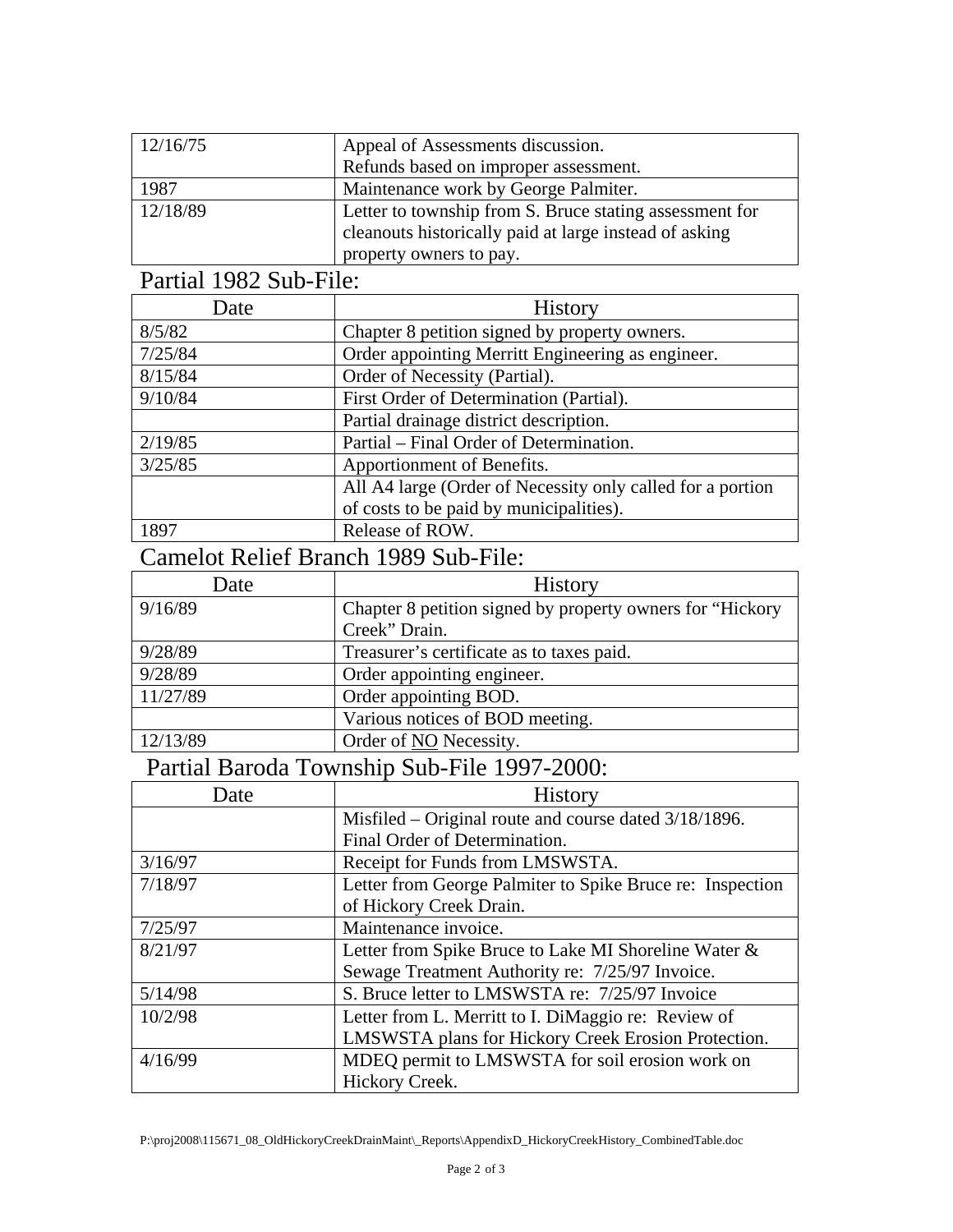| | |
|---|---|
| 12/16/75 | Appeal of Assessments discussion.<br>Refunds based on improper assessment. |
| 1987 | Maintenance work by George Palmiter. |
| 12/18/89 | Letter to township from S. Bruce stating assessment for cleanouts historically paid at large instead of asking property owners to pay. |

## Partial 1982 Sub-File:

| Date | History |
|---|---|
| 8/5/82 | Chapter 8 petition signed by property owners. |
| 7/25/84 | Order appointing Merritt Engineering as engineer. |
| 8/15/84 | Order of Necessity (Partial). |
| 9/10/84 | First Order of Determination (Partial). |
| | Partial drainage district description. |
| 2/19/85 | Partial – Final Order of Determination. |
| 3/25/85 | Apportionment of Benefits. |
| | All A4 large (Order of Necessity only called for a portion of costs to be paid by municipalities). |
| 1897 | Release of ROW. |

## Camelot Relief Branch 1989 Sub-File:

| Date | History |
|---|---|
| 9/16/89 | Chapter 8 petition signed by property owners for "Hickory Creek" Drain. |
| 9/28/89 | Treasurer's certificate as to taxes paid. |
| 9/28/89 | Order appointing engineer. |
| 11/27/89 | Order appointing BOD. |
| | Various notices of BOD meeting. |
| 12/13/89 | Order of <u>NO</u> Necessity. |

## Partial Baroda Township Sub-File 1997-2000:

| Date | History |
|---|---|
| | Misfiled – Original route and course dated 3/18/1896. Final Order of Determination. |
| 3/16/97 | Receipt for Funds from LMSWSTA. |
| 7/18/97 | Letter from George Palmiter to Spike Bruce re: Inspection of Hickory Creek Drain. |
| 7/25/97 | Maintenance invoice. |
| 8/21/97 | Letter from Spike Bruce to Lake MI Shoreline Water & Sewage Treatment Authority re: 7/25/97 Invoice. |
| 5/14/98 | S. Bruce letter to LMSWSTA re: 7/25/97 Invoice |
| 10/2/98 | Letter from L. Merritt to I. DiMaggio re: Review of LMSWSTA plans for Hickory Creek Erosion Protection. |
| 4/16/99 | MDEQ permit to LMSWSTA for soil erosion work on Hickory Creek. |

P:\proj2008\115671_08_OldHickoryCreekDrainMaint\_Reports\AppendixD_HickoryCreekHistory_CombinedTable.doc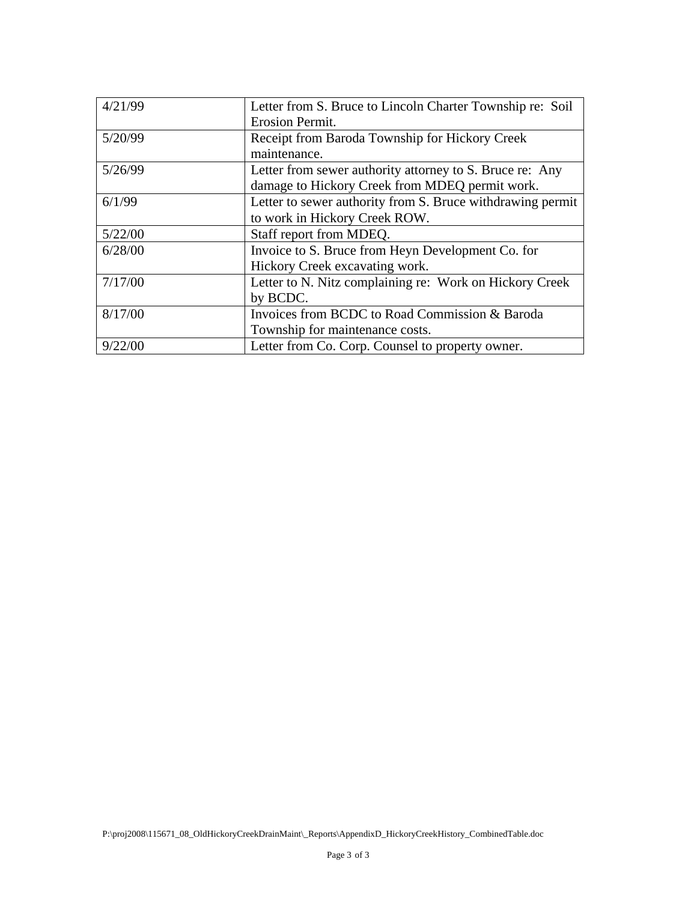| | |
|---|---|
| 4/21/99 | Letter from S. Bruce to Lincoln Charter Township re: Soil Erosion Permit. |
| 5/20/99 | Receipt from Baroda Township for Hickory Creek maintenance. |
| 5/26/99 | Letter from sewer authority attorney to S. Bruce re: Any damage to Hickory Creek from MDEQ permit work. |
| 6/1/99 | Letter to sewer authority from S. Bruce withdrawing permit to work in Hickory Creek ROW. |
| 5/22/00 | Staff report from MDEQ. |
| 6/28/00 | Invoice to S. Bruce from Heyn Development Co. for Hickory Creek excavating work. |
| 7/17/00 | Letter to N. Nitz complaining re: Work on Hickory Creek by BCDC. |
| 8/17/00 | Invoices from BCDC to Road Commission & Baroda Township for maintenance costs. |
| 9/22/00 | Letter from Co. Corp. Counsel to property owner. |

P:\proj2008\115671_08_OldHickoryCreekDrainMaint\_Reports\AppendixD_HickoryCreekHistory_CombinedTable.doc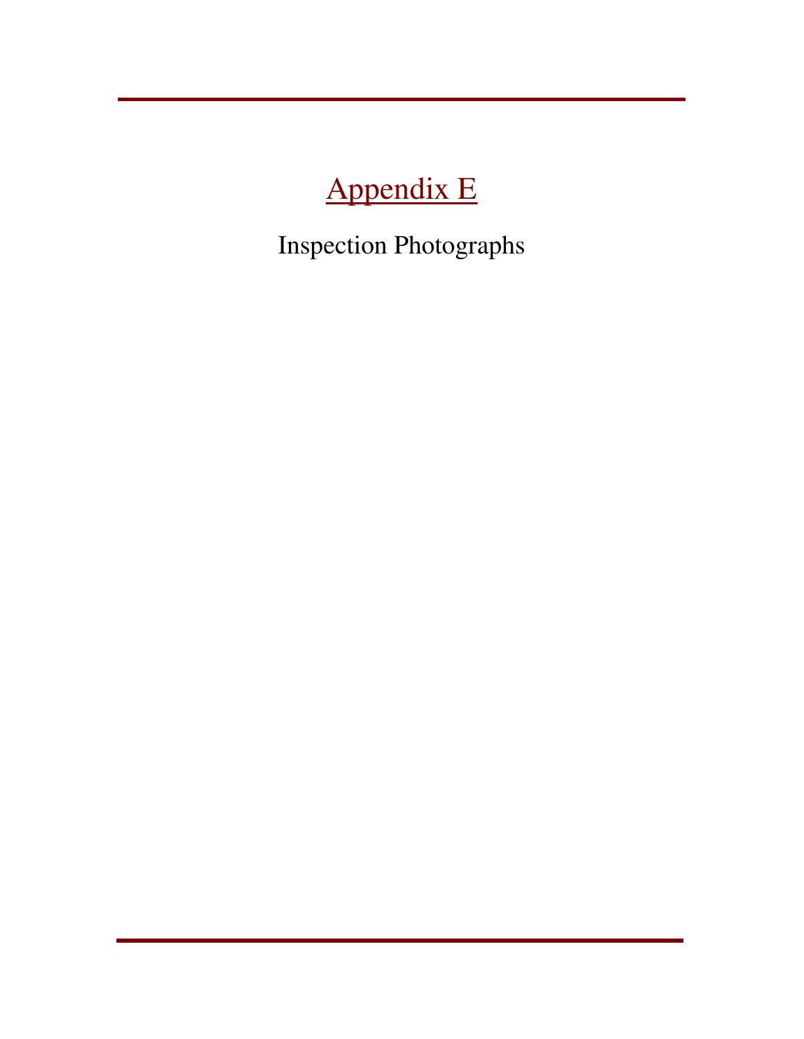# Appendix E

Inspection Photographs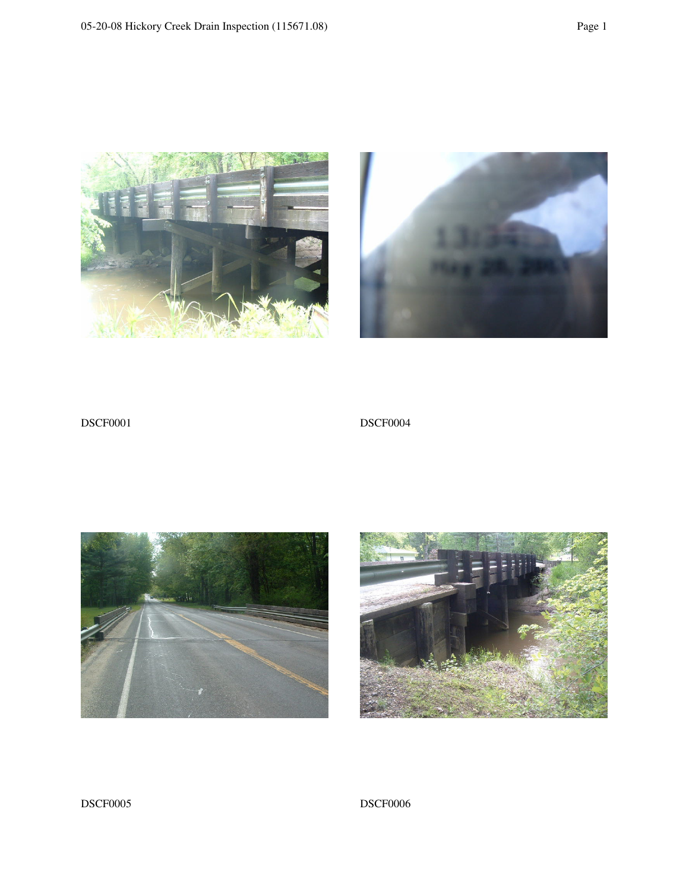DSCF0001

DSCF0004

DSCF0005

DSCF0006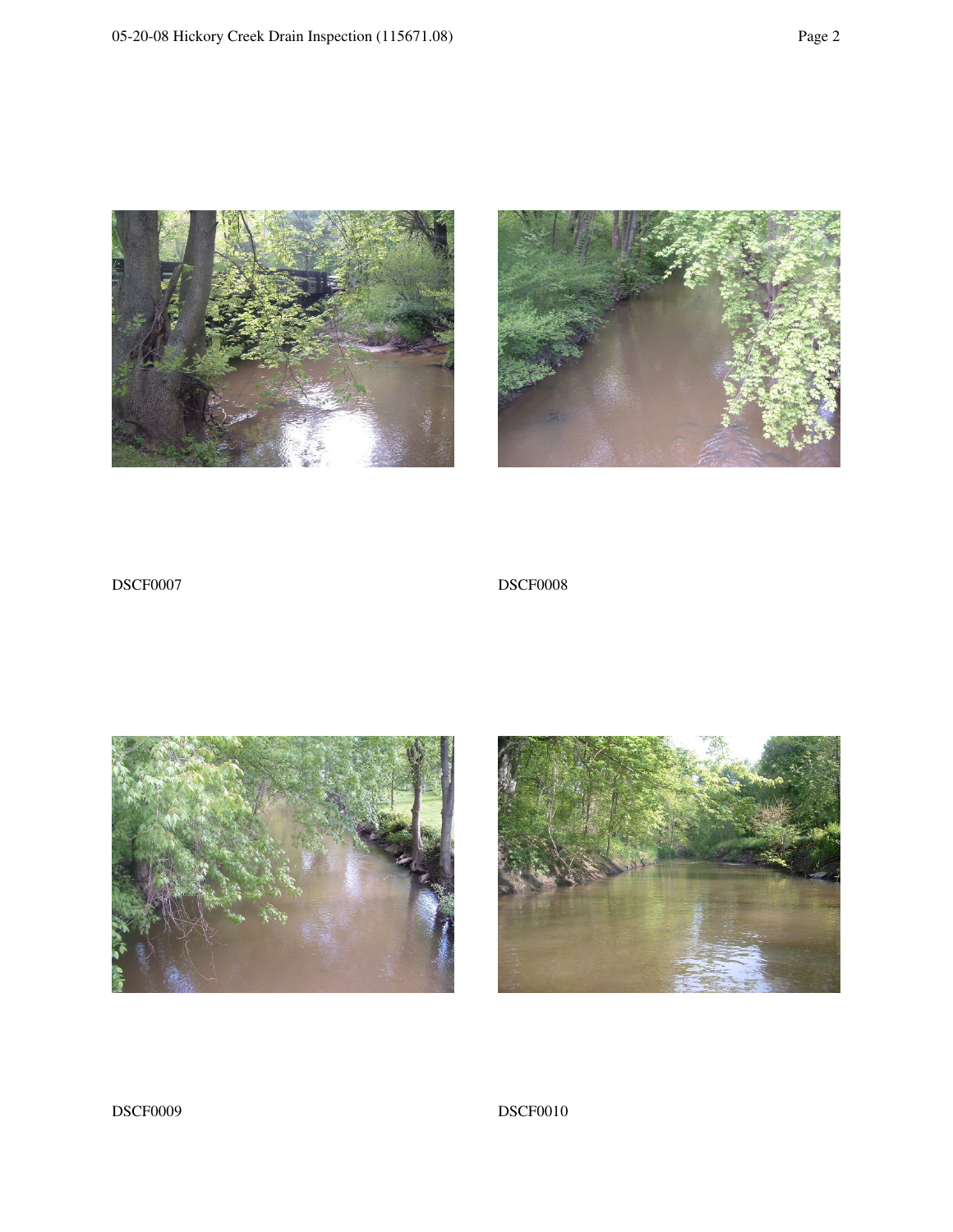DSCF0007

DSCF0008

DSCF0009

DSCF0010